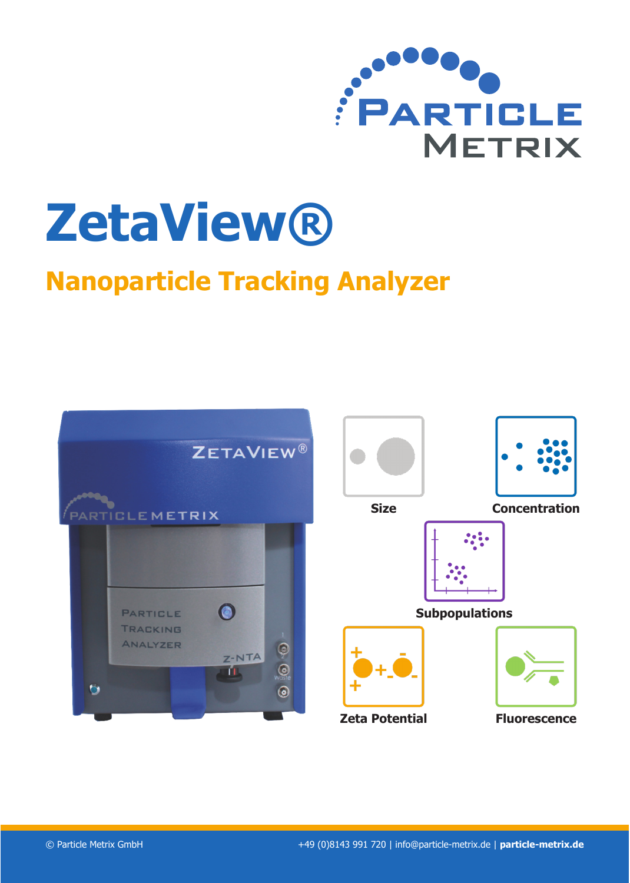# ZetaView®

## Nanoparticle Tracking Analyzer

Size

Concentration

Subpopulations

Zeta Potential

Fluorescence

© Particle Metrix GmbH

+49 (0)8143 991 720 | info@particle-metrix.de | **particle-metrix.de**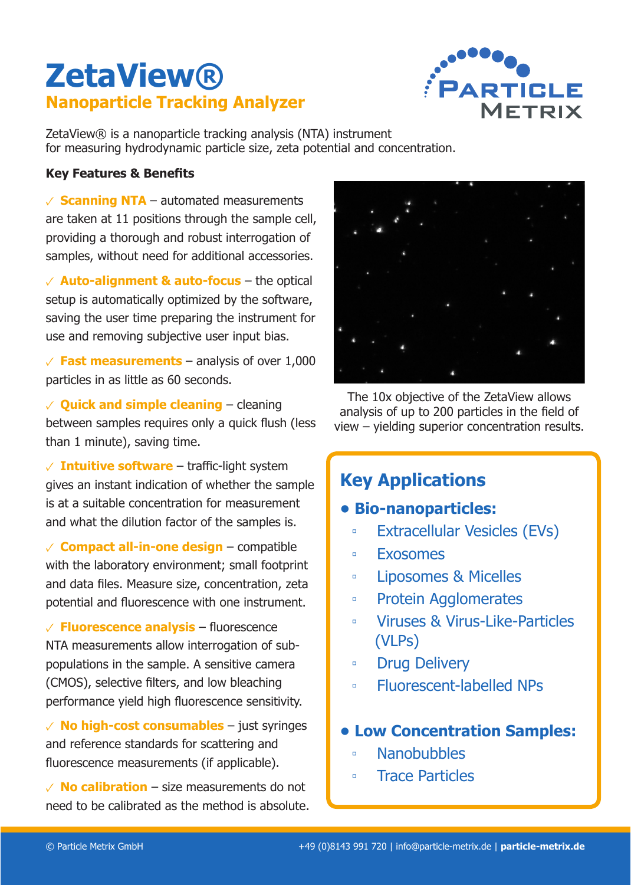# ZetaView®

## Nanoparticle Tracking Analyzer

ZetaView® is a nanoparticle tracking analysis (NTA) instrument for measuring hydrodynamic particle size, zeta potential and concentration.

**Key Features & Benefits**

✓ **Scanning NTA** – automated measurements are taken at 11 positions through the sample cell, providing a thorough and robust interrogation of samples, without need for additional accessories.

✓ **Auto-alignment & auto-focus** – the optical setup is automatically optimized by the software, saving the user time preparing the instrument for use and removing subjective user input bias.

✓ **Fast measurements** – analysis of over 1,000 particles in as little as 60 seconds.

✓ **Quick and simple cleaning** – cleaning between samples requires only a quick flush (less than 1 minute), saving time.

✓ **Intuitive software** – traffic-light system gives an instant indication of whether the sample is at a suitable concentration for measurement and what the dilution factor of the samples is.

✓ **Compact all-in-one design** – compatible with the laboratory environment; small footprint and data files. Measure size, concentration, zeta potential and fluorescence with one instrument.

✓ **Fluorescence analysis** – fluorescence NTA measurements allow interrogation of sub-populations in the sample. A sensitive camera (CMOS), selective filters, and low bleaching performance yield high fluorescence sensitivity.

✓ **No high-cost consumables** – just syringes and reference standards for scattering and fluorescence measurements (if applicable).

✓ **No calibration** – size measurements do not need to be calibrated as the method is absolute.

The 10x objective of the ZetaView allows analysis of up to 200 particles in the field of view – yielding superior concentration results.

## Key Applications

- **Bio-nanoparticles:**
  - Extracellular Vesicles (EVs)
  - Exosomes
  - Liposomes & Micelles
  - Protein Agglomerates
  - Viruses & Virus-Like-Particles (VLPs)
  - Drug Delivery
  - Fluorescent-labelled NPs
- **Low Concentration Samples:**
  - Nanobubbles
  - Trace Particles

© Particle Metrix GmbH

+49 (0)8143 991 720 | info@particle-metrix.de | **particle-metrix.de**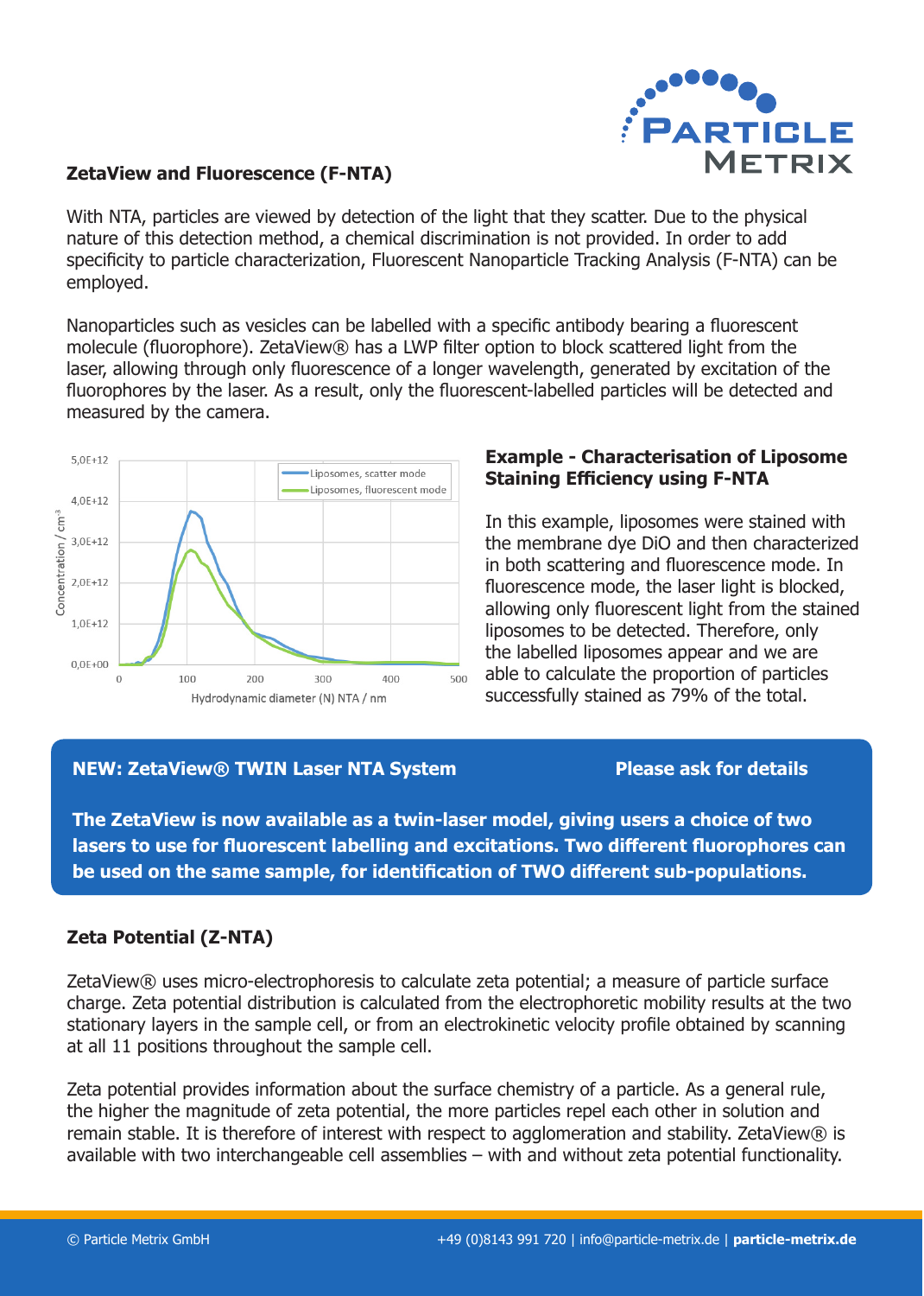## ZetaView and Fluorescence (F-NTA)

With NTA, particles are viewed by detection of the light that they scatter. Due to the physical nature of this detection method, a chemical discrimination is not provided. In order to add specificity to particle characterization, Fluorescent Nanoparticle Tracking Analysis (F-NTA) can be employed.

Nanoparticles such as vesicles can be labelled with a specific antibody bearing a fluorescent molecule (fluorophore). ZetaView® has a LWP filter option to block scattered light from the laser, allowing through only fluorescence of a longer wavelength, generated by excitation of the fluorophores by the laser. As a result, only the fluorescent-labelled particles will be detected and measured by the camera.

### Example - Characterisation of Liposome Staining Efficiency using F-NTA

In this example, liposomes were stained with the membrane dye DiO and then characterized in both scattering and fluorescence mode. In fluorescence mode, the laser light is blocked, allowing only fluorescent light from the stained liposomes to be detected. Therefore, only the labelled liposomes appear and we are able to calculate the proportion of particles successfully stained as 79% of the total.

**NEW: ZetaView® TWIN Laser NTA System** — **Please ask for details**

**The ZetaView is now available as a twin-laser model, giving users a choice of two lasers to use for fluorescent labelling and excitations. Two different fluorophores can be used on the same sample, for identification of TWO different sub-populations.**

## Zeta Potential (Z-NTA)

ZetaView® uses micro-electrophoresis to calculate zeta potential; a measure of particle surface charge. Zeta potential distribution is calculated from the electrophoretic mobility results at the two stationary layers in the sample cell, or from an electrokinetic velocity profile obtained by scanning at all 11 positions throughout the sample cell.

Zeta potential provides information about the surface chemistry of a particle. As a general rule, the higher the magnitude of zeta potential, the more particles repel each other in solution and remain stable. It is therefore of interest with respect to agglomeration and stability. ZetaView® is available with two interchangeable cell assemblies – with and without zeta potential functionality.

© Particle Metrix GmbH    +49 (0)8143 991 720 | info@particle-metrix.de | **particle-metrix.de**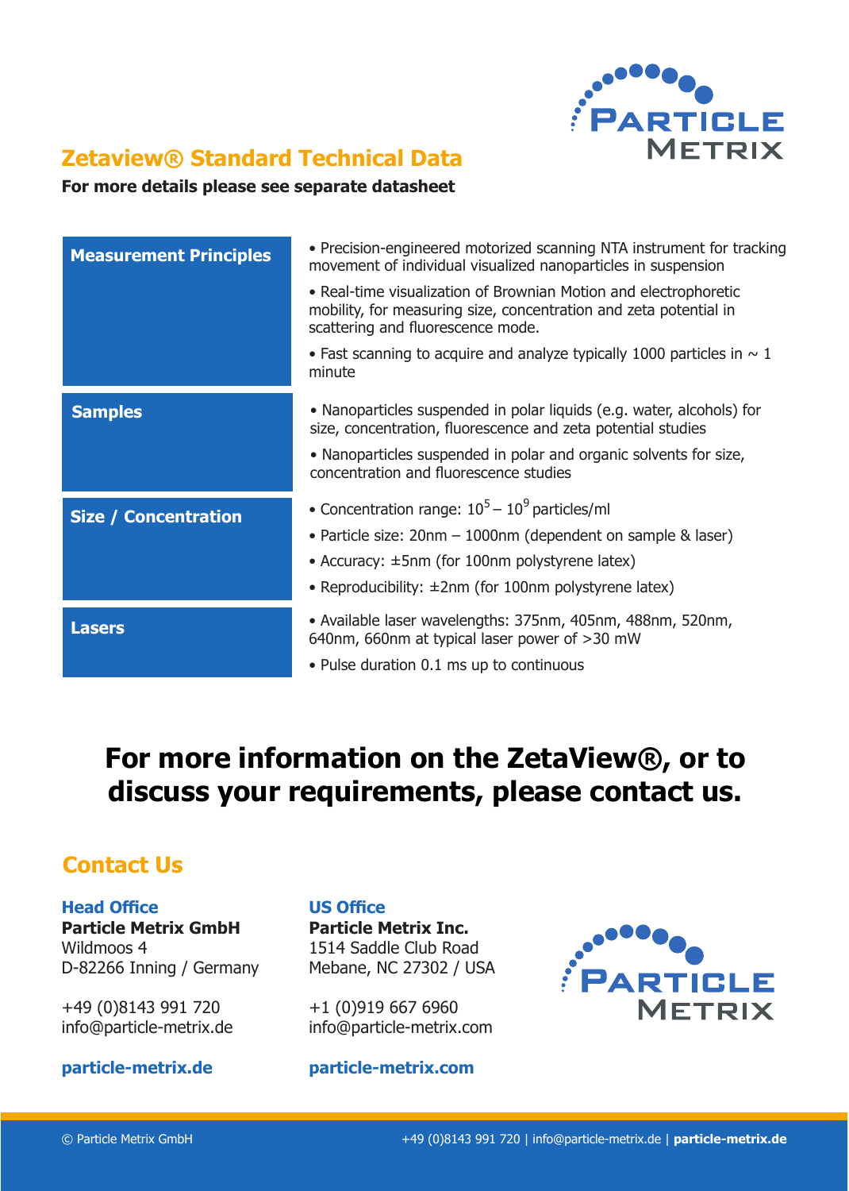## Zetaview® Standard Technical Data

**For more details please see separate datasheet**

| | |
|---|---|
| **Measurement Principles** | • Precision-engineered motorized scanning NTA instrument for tracking movement of individual visualized nanoparticles in suspension<br>• Real-time visualization of Brownian Motion and electrophoretic mobility, for measuring size, concentration and zeta potential in scattering and fluorescence mode.<br>• Fast scanning to acquire and analyze typically 1000 particles in ~ 1 minute |
| **Samples** | • Nanoparticles suspended in polar liquids (e.g. water, alcohols) for size, concentration, fluorescence and zeta potential studies<br>• Nanoparticles suspended in polar and organic solvents for size, concentration and fluorescence studies |
| **Size / Concentration** | • Concentration range: $10^5 – 10^9$ particles/ml<br>• Particle size: 20nm – 1000nm (dependent on sample & laser)<br>• Accuracy: ±5nm (for 100nm polystyrene latex)<br>• Reproducibility: ±2nm (for 100nm polystyrene latex) |
| **Lasers** | • Available laser wavelengths: 375nm, 405nm, 488nm, 520nm, 640nm, 660nm at typical laser power of >30 mW<br>• Pulse duration 0.1 ms up to continuous |

# For more information on the ZetaView®, or to discuss your requirements, please contact us.

## Contact Us

**Head Office**
**Particle Metrix GmbH**
Wildmoos 4
D-82266 Inning / Germany

+49 (0)8143 991 720
info@particle-metrix.de

**particle-metrix.de**

**US Office**
**Particle Metrix Inc.**
1514 Saddle Club Road
Mebane, NC 27302 / USA

+1 (0)919 667 6960
info@particle-metrix.com

**particle-metrix.com**

© Particle Metrix GmbH

+49 (0)8143 991 720 | info@particle-metrix.de | **particle-metrix.de**